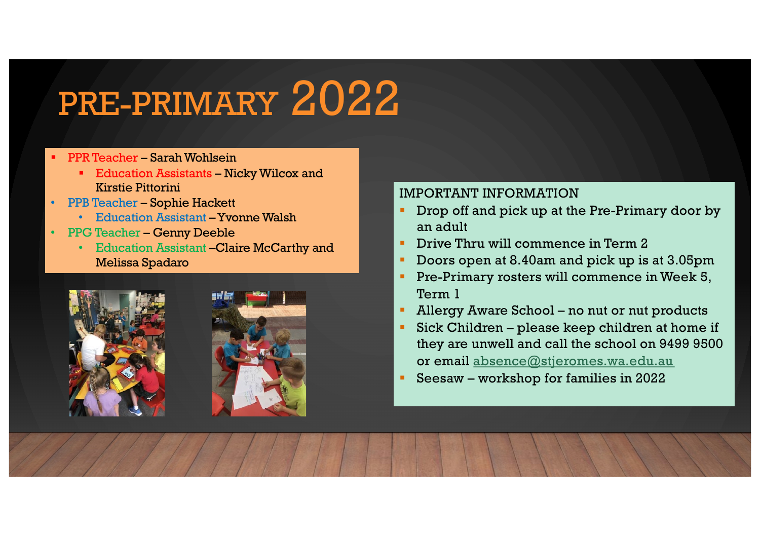# PRE-PRIMARY 2022

- PPR Teacher – Sarah Wohlsein
  - Education Assistants – Nicky Wilcox and Kirstie Pittorini
- PPB Teacher – Sophie Hackett
  - Education Assistant – Yvonne Walsh
- PPG Teacher – Genny Deeble
  - Education Assistant –Claire McCarthy and Melissa Spadaro

IMPORTANT INFORMATION

- Drop off and pick up at the Pre-Primary door by an adult
- Drive Thru will commence in Term 2
- Doors open at 8.40am and pick up is at 3.05pm
- Pre-Primary rosters will commence in Week 5, Term 1
- Allergy Aware School – no nut or nut products
- Sick Children – please keep children at home if they are unwell and call the school on 9499 9500 or email absence@stjeromes.wa.edu.au
- Seesaw – workshop for families in 2022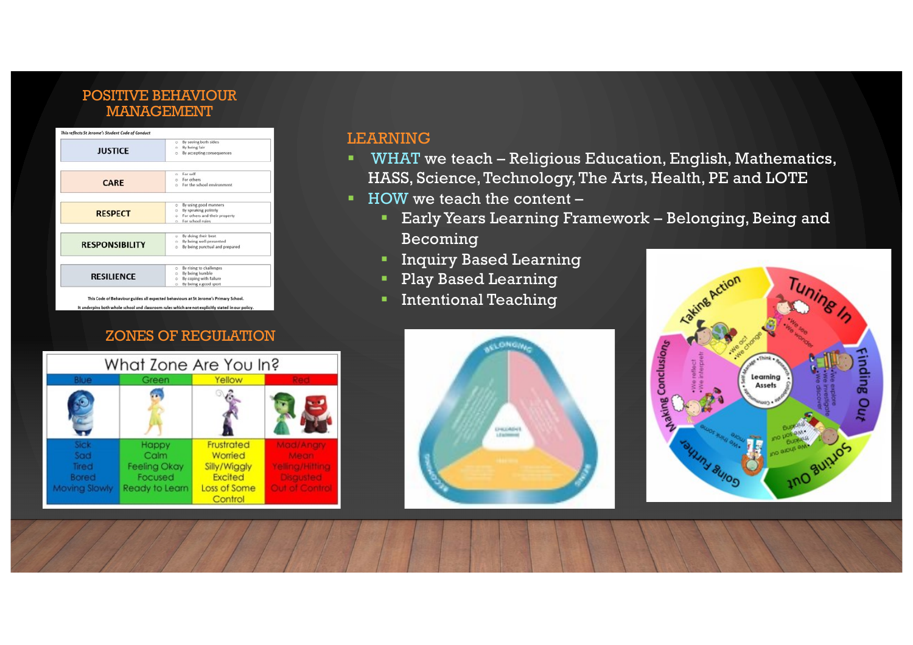## POSITIVE BEHAVIOUR MANAGEMENT

*This reflects St Jerome's Student Code of Conduct*

| | |
|---|---|
| **JUSTICE** | By seeing both sides<br>By being fair<br>By accepting consequences |
| **CARE** | For self<br>For others<br>For the school environment |
| **RESPECT** | By using good manners<br>By speaking politely<br>For others and their property<br>For school rules |
| **RESPONSIBILITY** | By doing their best<br>By being well-presented<br>By being punctual and prepared |
| **RESILIENCE** | By rising to challenges<br>By being humble<br>By coping with failure<br>By being a good sport |

This Code of Behaviour guides all expected behaviours at St Jerome's Primary School.
It underpins both whole school and classroom rules which are not explicitly stated in our policy.

## ZONES OF REGULATION

What Zone Are You In?

| Blue | Green | Yellow | Red |
|---|---|---|---|
| Sick<br>Sad<br>Tired<br>Bored<br>Moving Slowly | Happy<br>Calm<br>Feeling Okay<br>Focused<br>Ready to Learn | Frustrated<br>Worried<br>Silly/Wiggly<br>Excited<br>Loss of Some Control | Mad/Angry<br>Mean<br>Yelling/Hitting<br>Disgusted<br>Out of Control |

## LEARNING

- **WHAT** we teach – Religious Education, English, Mathematics, HASS, Science, Technology, The Arts, Health, PE and LOTE
- **HOW** we teach the content –
  - Early Years Learning Framework – Belonging, Being and Becoming
  - Inquiry Based Learning
  - Play Based Learning
  - Intentional Teaching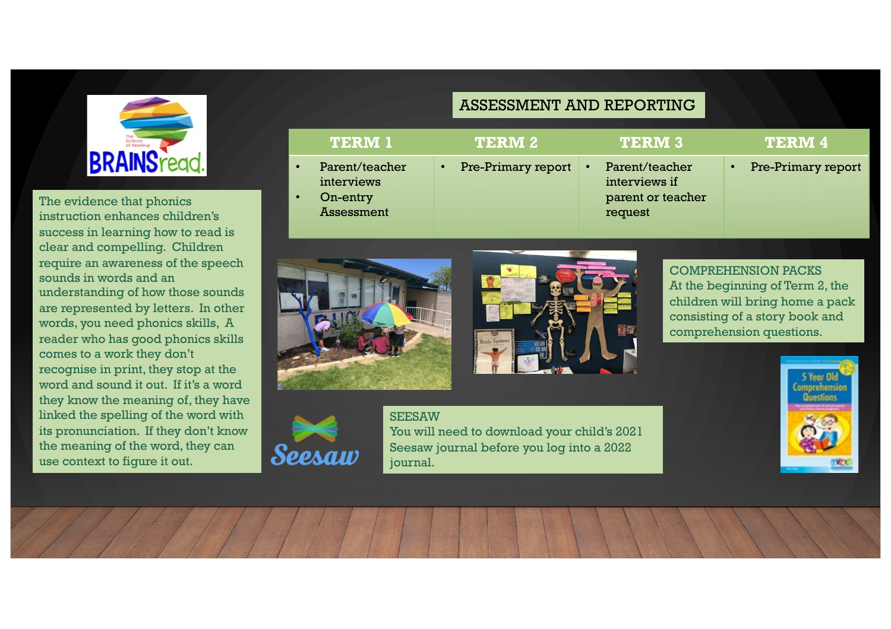BRAINSread.

The evidence that phonics instruction enhances children's success in learning how to read is clear and compelling. Children require an awareness of the speech sounds in words and an understanding of how those sounds are represented by letters. In other words, you need phonics skills, A reader who has good phonics skills comes to a work they don't recognise in print, they stop at the word and sound it out. If it's a word they know the meaning of, they have linked the spelling of the word with its pronunciation. If they don't know the meaning of the word, they can use context to figure it out.

## ASSESSMENT AND REPORTING

| TERM 1 | TERM 2 | TERM 3 | TERM 4 |
|---|---|---|---|
| • Parent/teacher interviews<br>• On-entry Assessment | • Pre-Primary report | • Parent/teacher interviews if parent or teacher request | • Pre-Primary report |

## COMPREHENSION PACKS

At the beginning of Term 2, the children will bring home a pack consisting of a story book and comprehension questions.

## SEESAW

You will need to download your child's 2021 Seesaw journal before you log into a 2022 journal.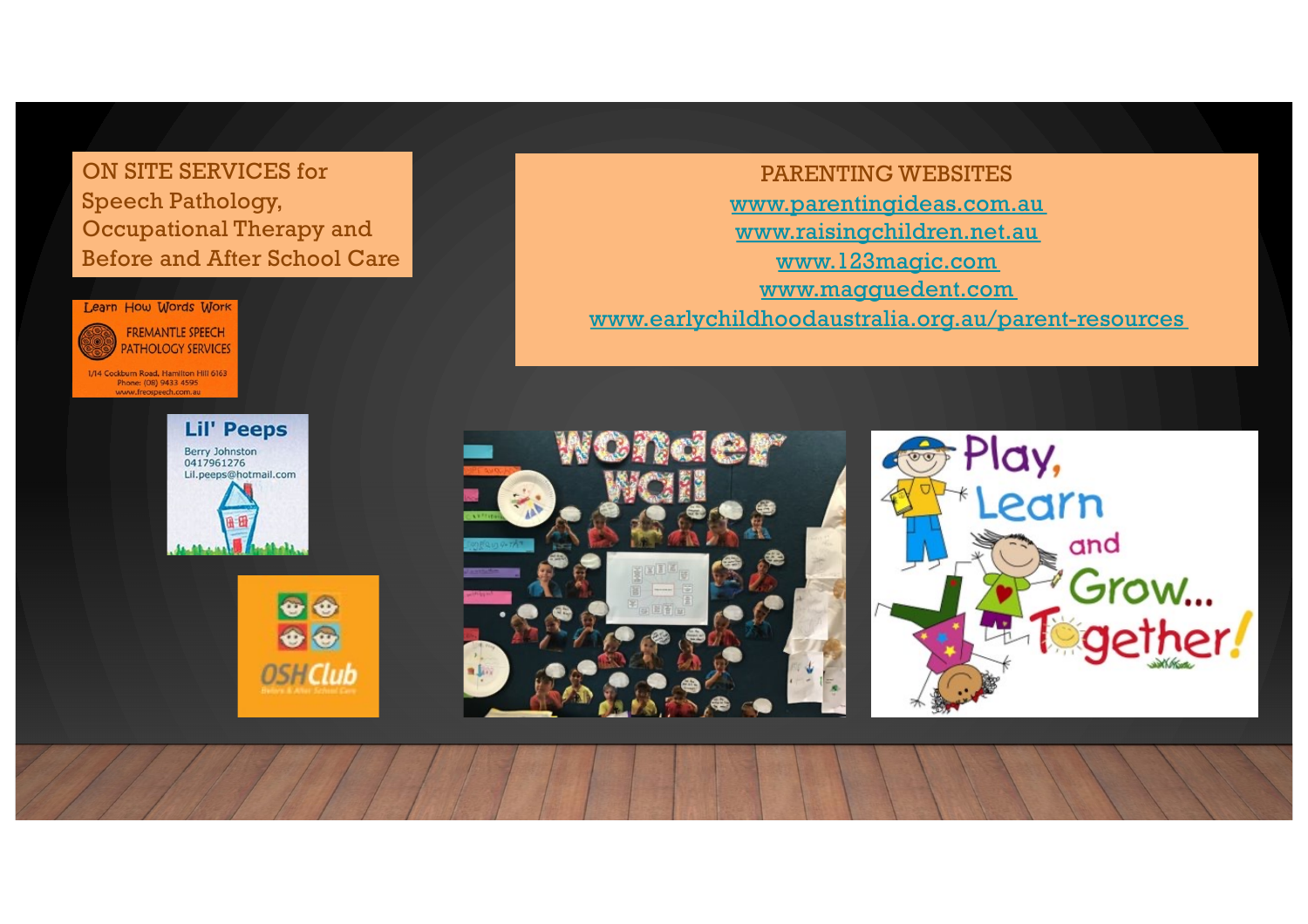ON SITE SERVICES for Speech Pathology, Occupational Therapy and Before and After School Care

Learn How Words Work

FREMANTLE SPEECH PATHOLOGY SERVICES

1/14 Cockburn Road, Hamilton Hill 6163
Phone: (08) 9433 4595
www.freospeech.com.au

Lil' Peeps

Berry Johnston
0417961276
Lil.peeps@hotmail.com

OSHClub

Before & After School Care

PARENTING WEBSITES

www.parentingideas.com.au

www.raisingchildren.net.au

www.123magic.com

www.magguedent.com

www.earlychildhoodaustralia.org.au/parent-resources

Wonder Wall

Play, Learn and Grow... Together!